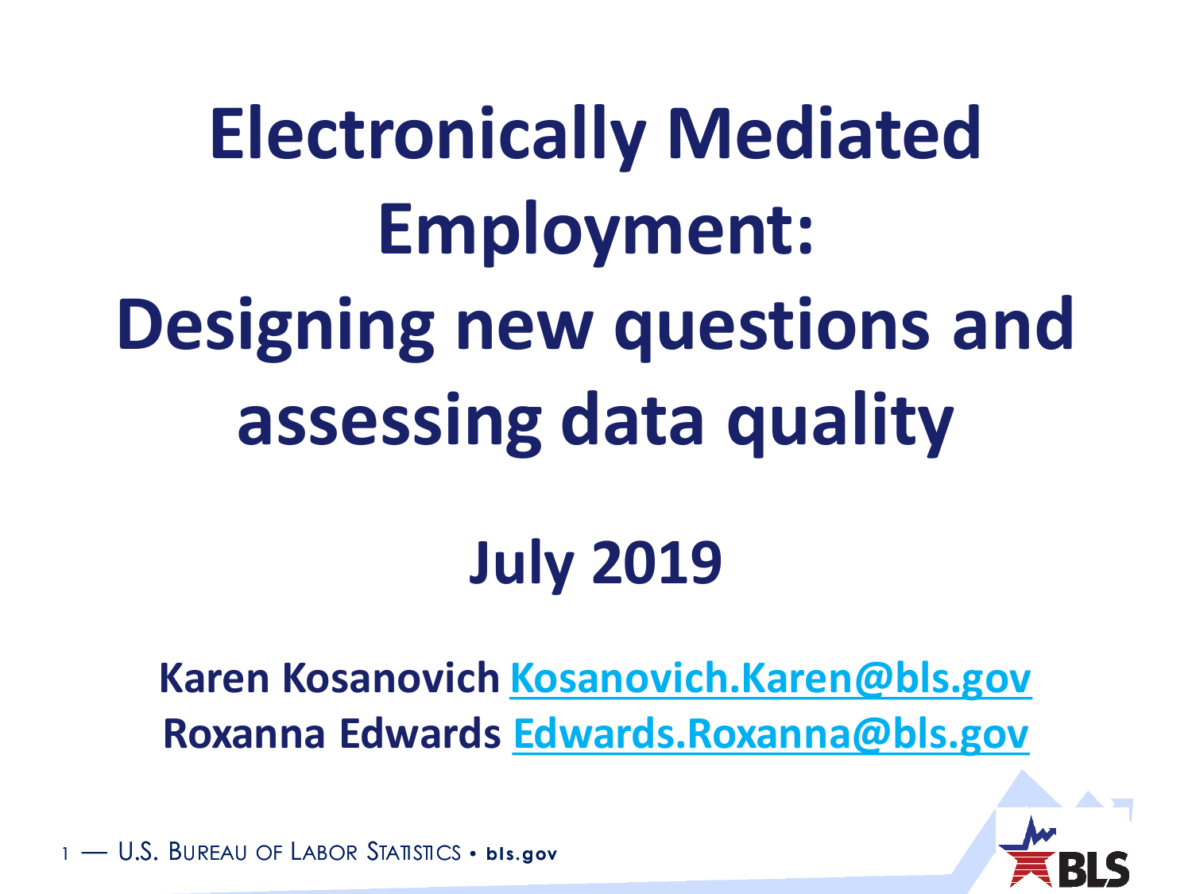# Electronically Mediated Employment: Designing new questions and assessing data quality

**July 2019**

**Karen Kosanovich** Kosanovich.Karen@bls.gov
**Roxanna Edwards** Edwards.Roxanna@bls.gov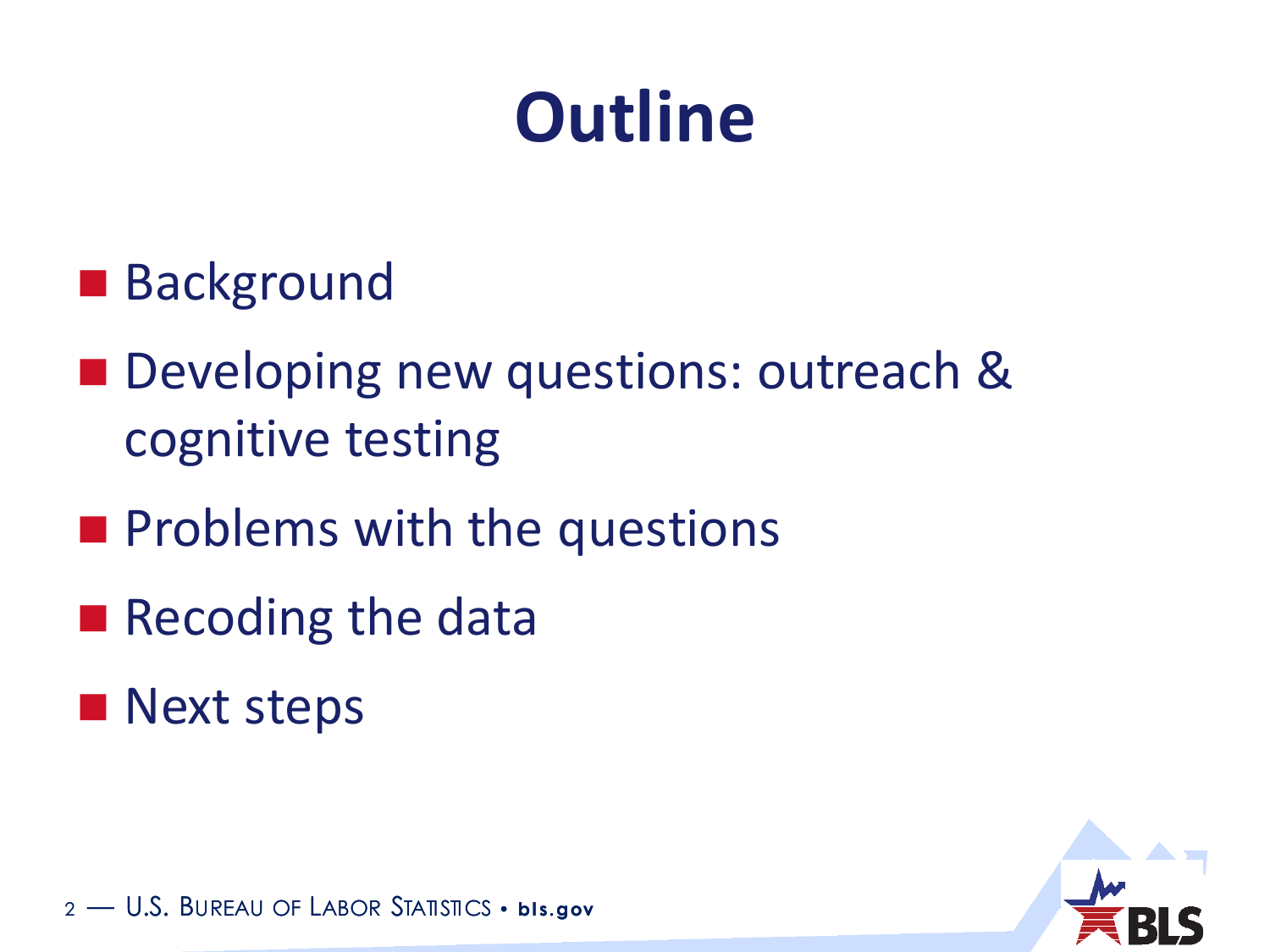# Outline

- Background
- Developing new questions: outreach & cognitive testing
- Problems with the questions
- Recoding the data
- Next steps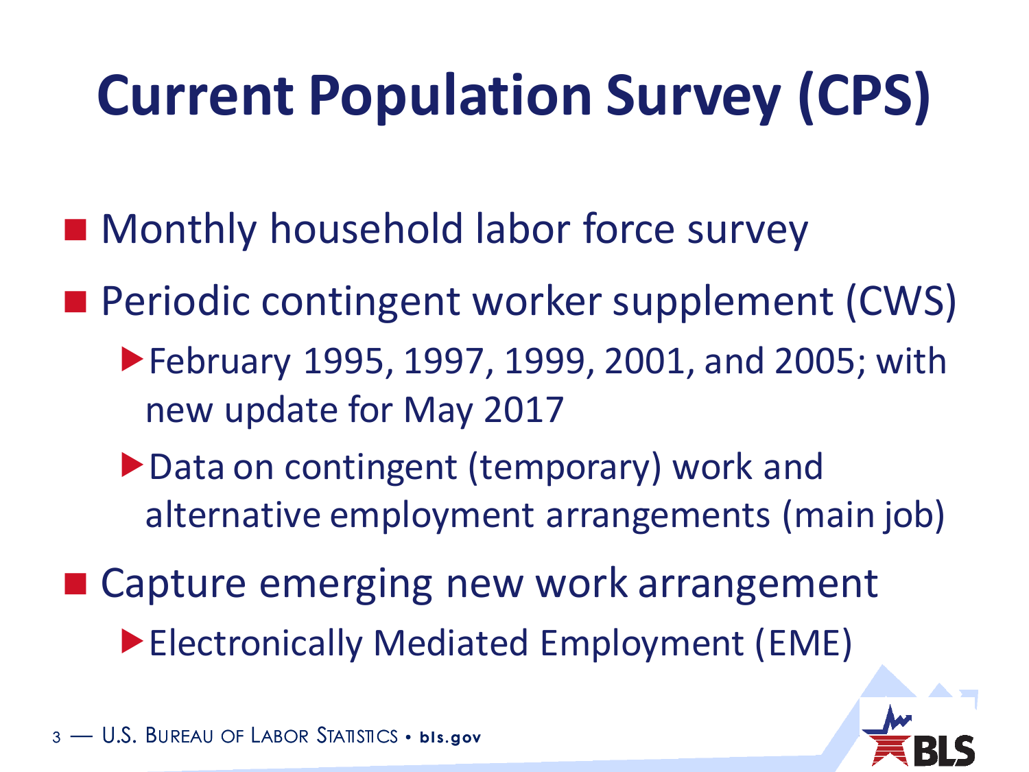# Current Population Survey (CPS)

- Monthly household labor force survey
- Periodic contingent worker supplement (CWS)
  - February 1995, 1997, 1999, 2001, and 2005; with new update for May 2017
  - Data on contingent (temporary) work and alternative employment arrangements (main job)
- Capture emerging new work arrangement
  - Electronically Mediated Employment (EME)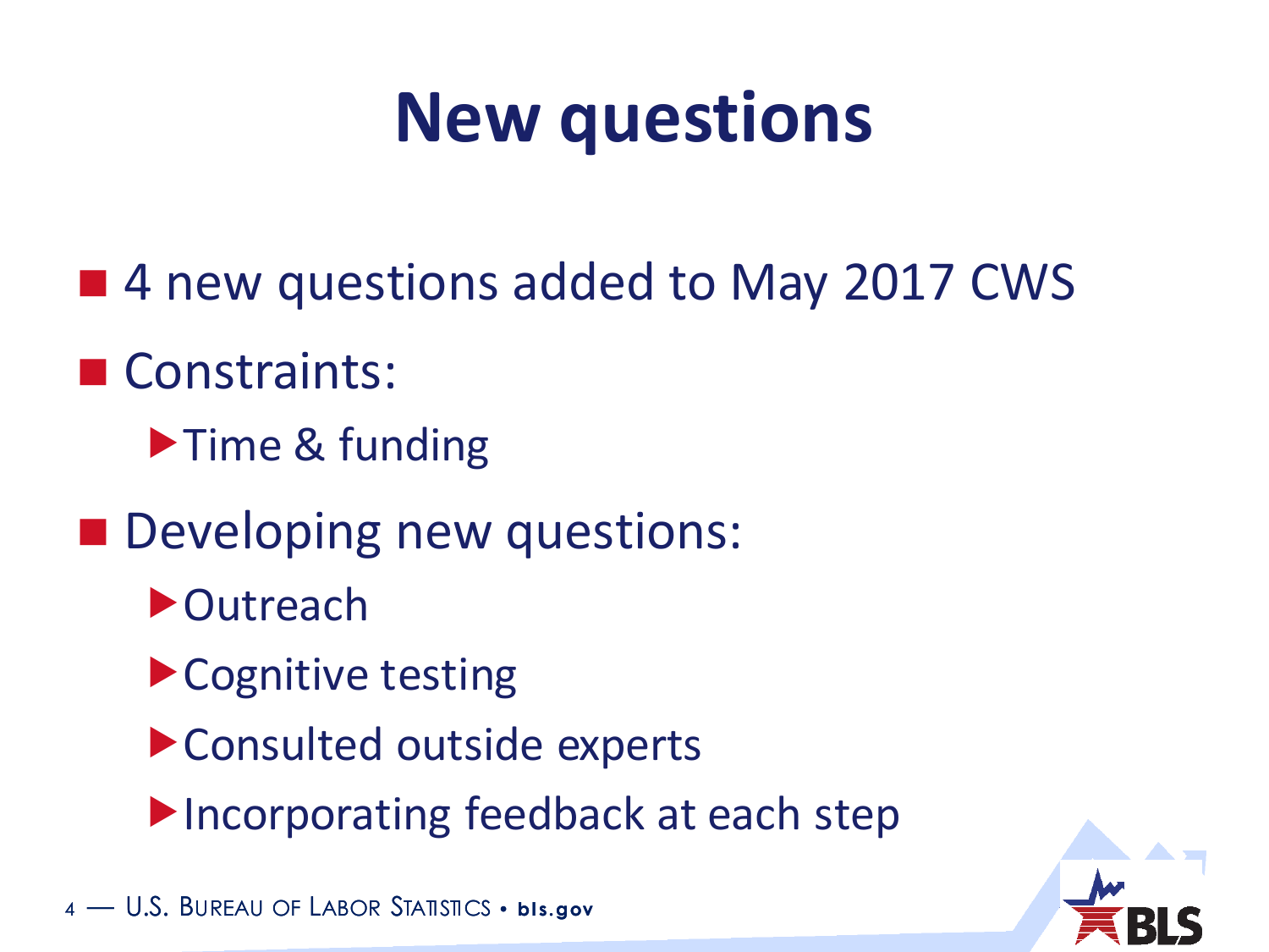# New questions

- 4 new questions added to May 2017 CWS
- Constraints:
  - Time & funding
- Developing new questions:
  - Outreach
  - Cognitive testing
  - Consulted outside experts
  - Incorporating feedback at each step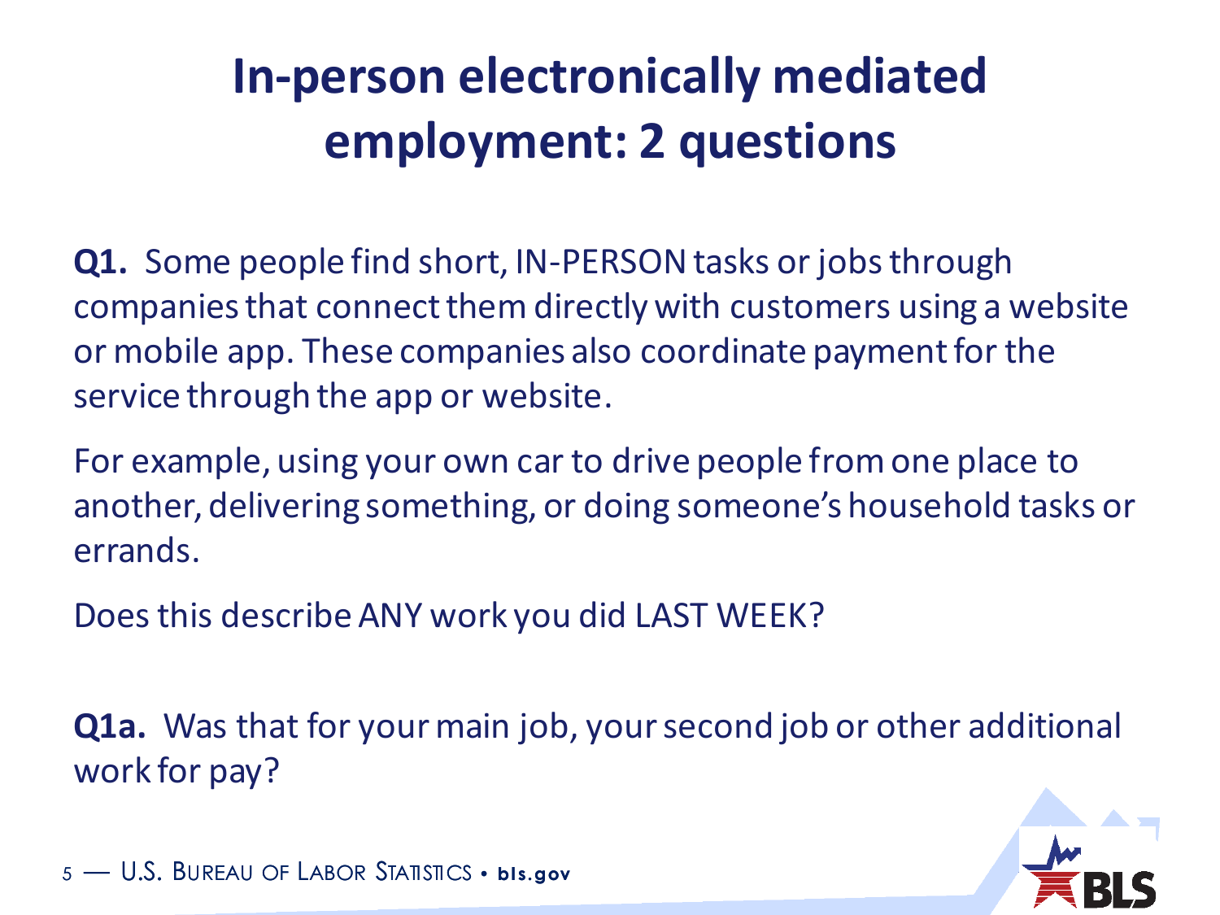# In-person electronically mediated employment: 2 questions

**Q1.** Some people find short, IN-PERSON tasks or jobs through companies that connect them directly with customers using a website or mobile app. These companies also coordinate payment for the service through the app or website.

For example, using your own car to drive people from one place to another, delivering something, or doing someone's household tasks or errands.

Does this describe ANY work you did LAST WEEK?

**Q1a.** Was that for your main job, your second job or other additional work for pay?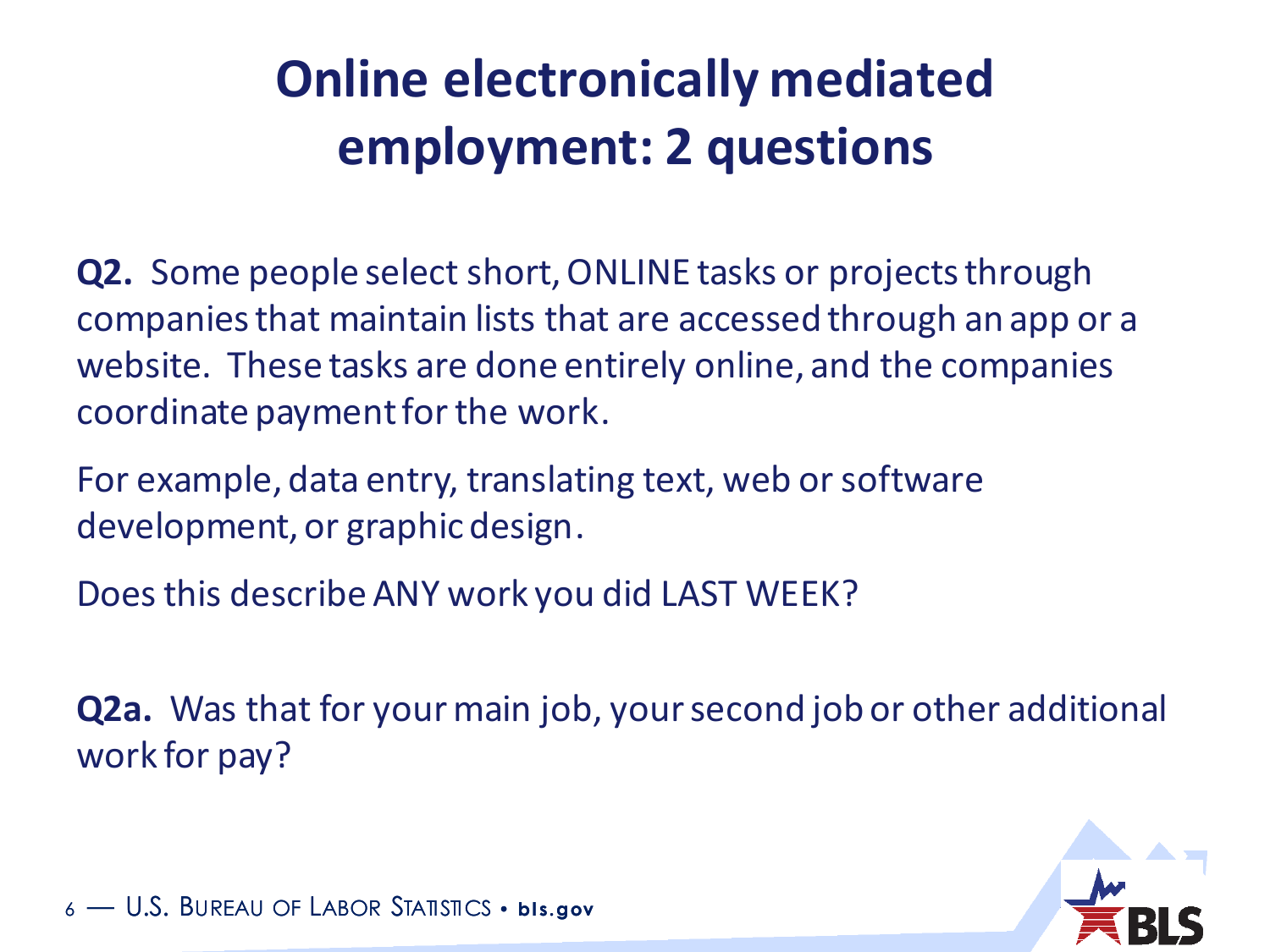# Online electronically mediated employment: 2 questions

**Q2.** Some people select short, ONLINE tasks or projects through companies that maintain lists that are accessed through an app or a website. These tasks are done entirely online, and the companies coordinate payment for the work.

For example, data entry, translating text, web or software development, or graphic design.

Does this describe ANY work you did LAST WEEK?

**Q2a.** Was that for your main job, your second job or other additional work for pay?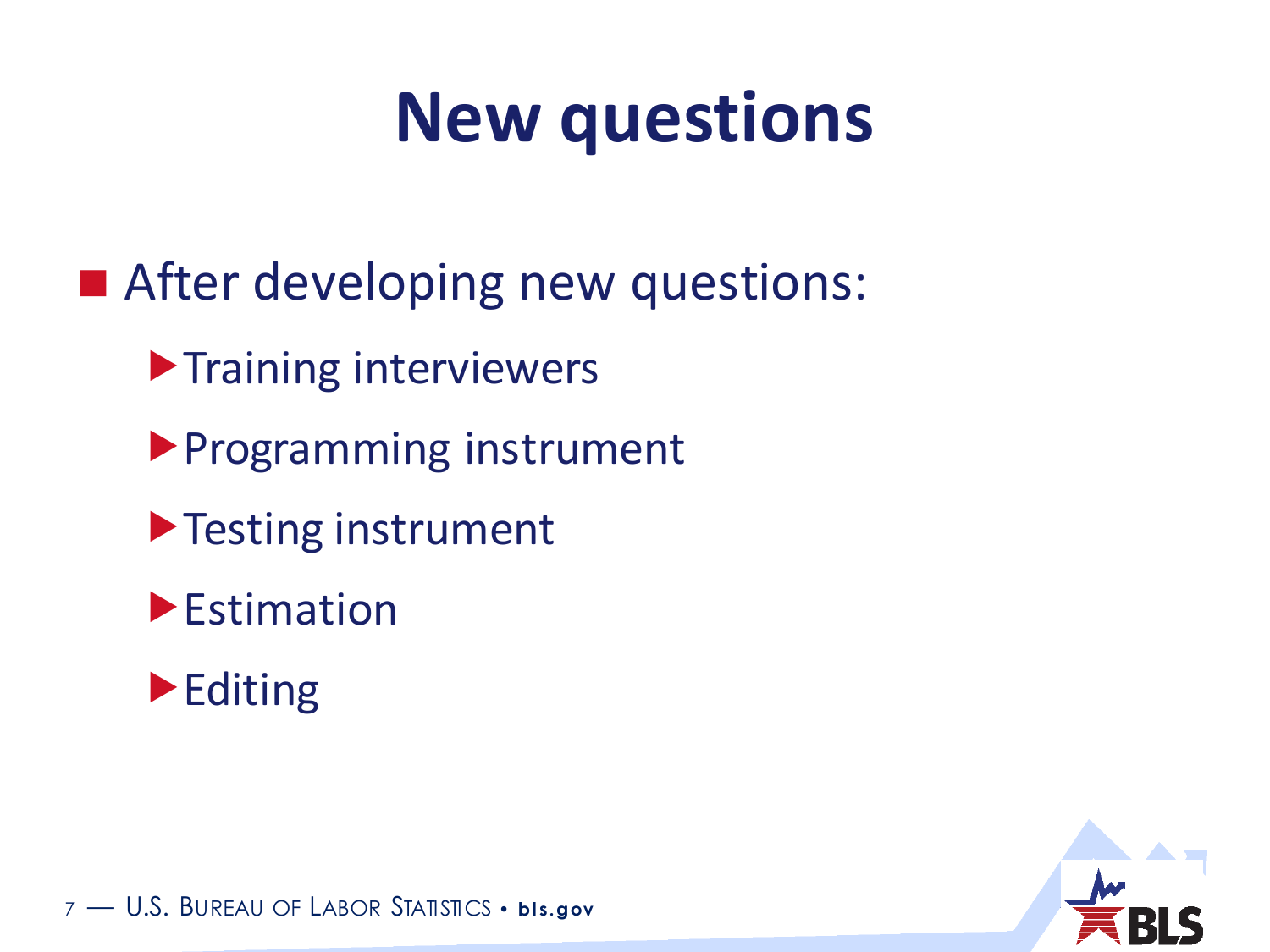# New questions

- After developing new questions:
  - Training interviewers
  - Programming instrument
  - Testing instrument
  - Estimation
  - Editing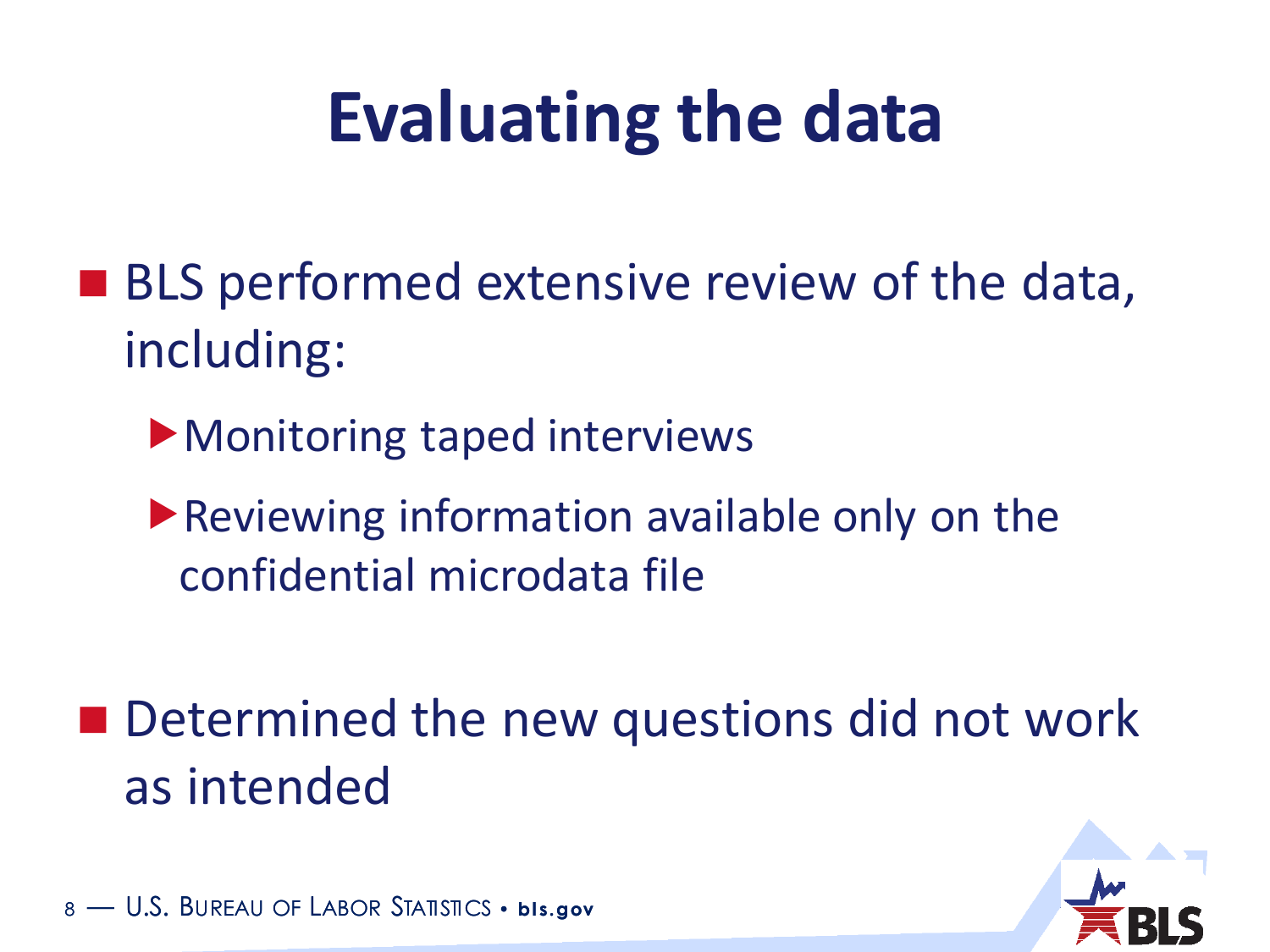# Evaluating the data

- BLS performed extensive review of the data, including:
  - Monitoring taped interviews
  - Reviewing information available only on the confidential microdata file

- Determined the new questions did not work as intended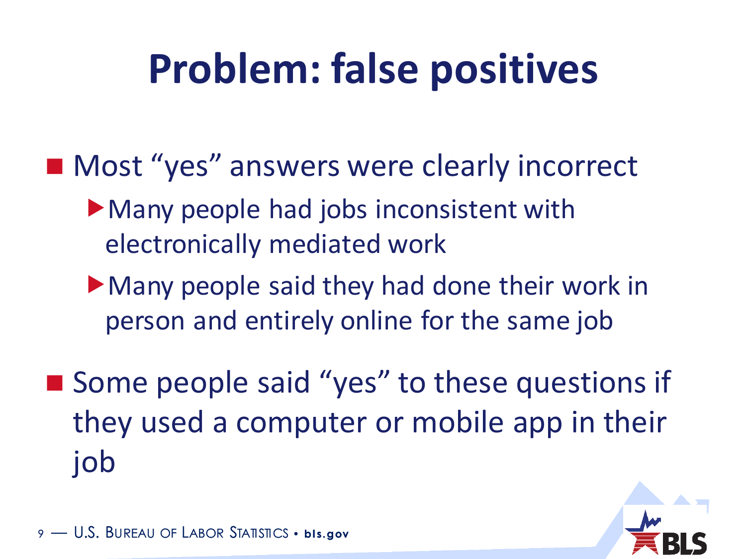# Problem: false positives

- Most "yes" answers were clearly incorrect
  - Many people had jobs inconsistent with electronically mediated work
  - Many people said they had done their work in person and entirely online for the same job
- Some people said "yes" to these questions if they used a computer or mobile app in their job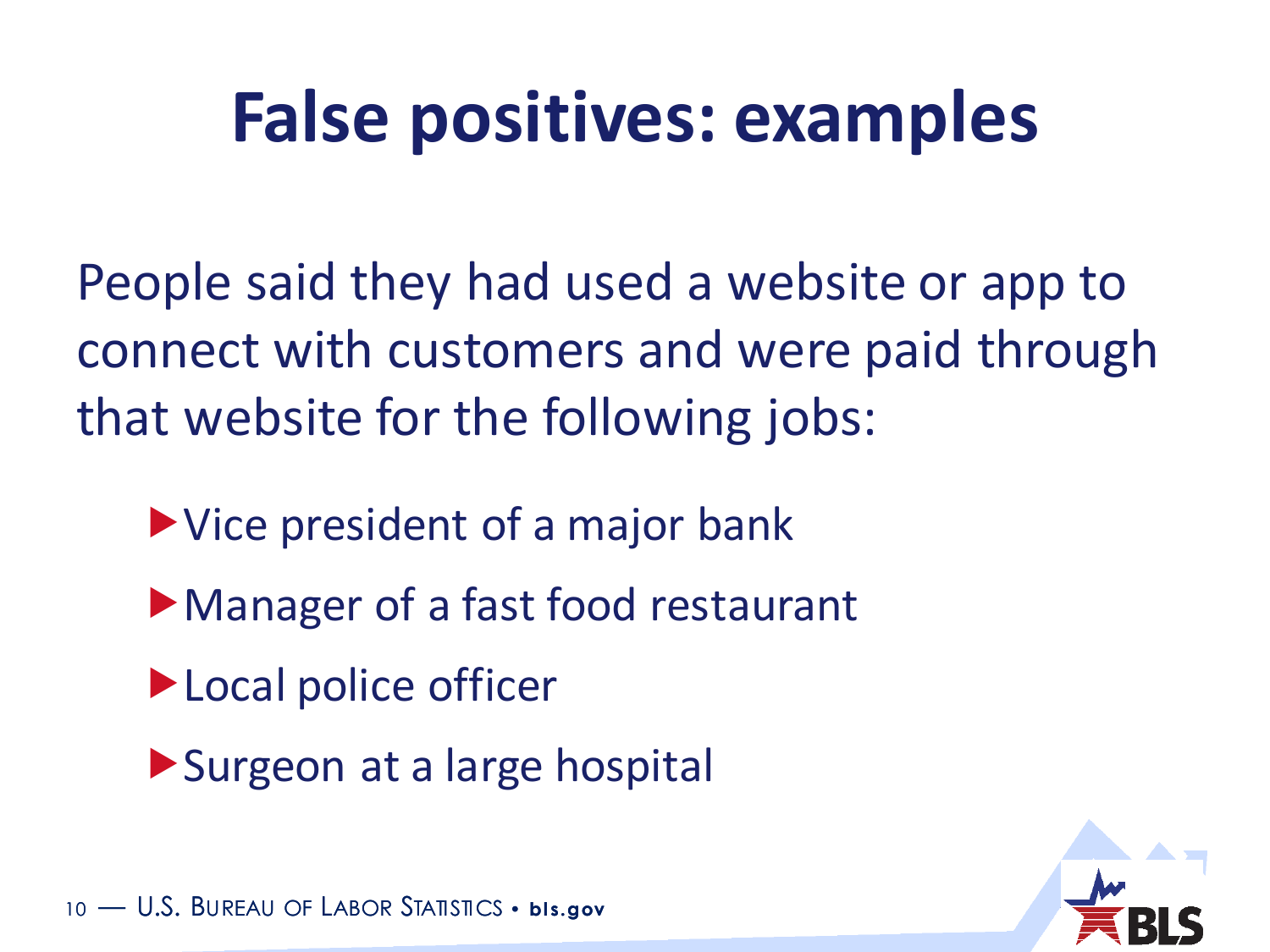# False positives: examples

People said they had used a website or app to connect with customers and were paid through that website for the following jobs:

- Vice president of a major bank
- Manager of a fast food restaurant
- Local police officer
- Surgeon at a large hospital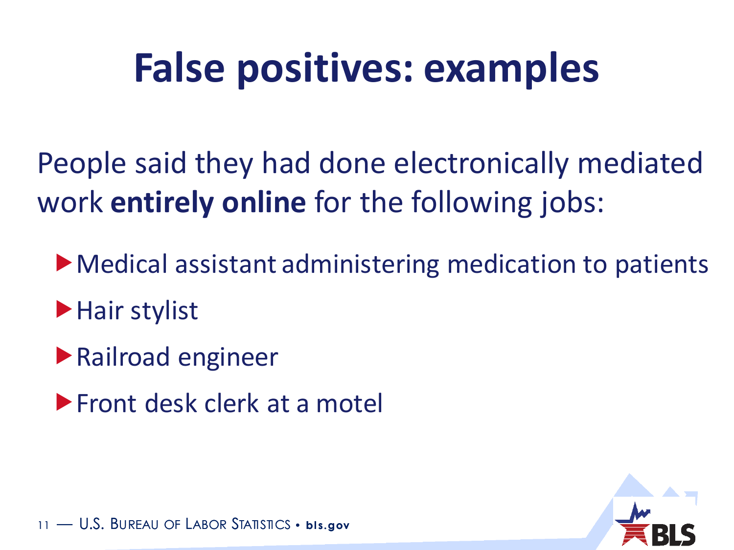# False positives: examples

People said they had done electronically mediated work **entirely online** for the following jobs:

- Medical assistant administering medication to patients
- Hair stylist
- Railroad engineer
- Front desk clerk at a motel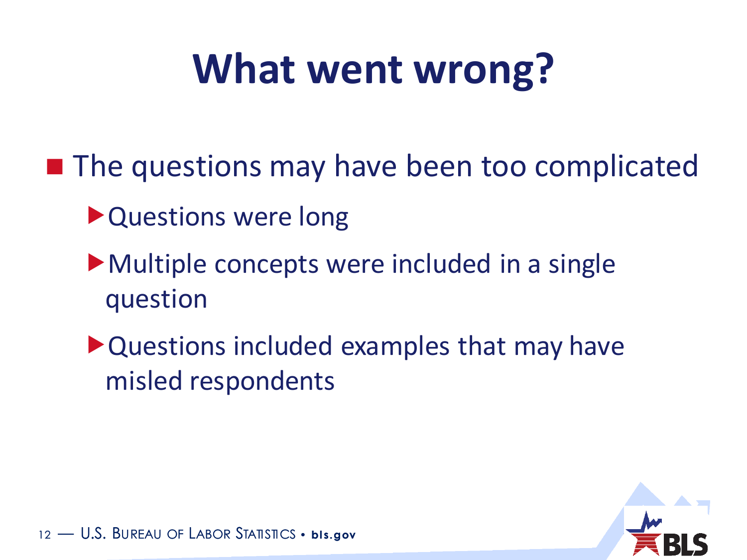# What went wrong?

- The questions may have been too complicated
  - Questions were long
  - Multiple concepts were included in a single question
  - Questions included examples that may have misled respondents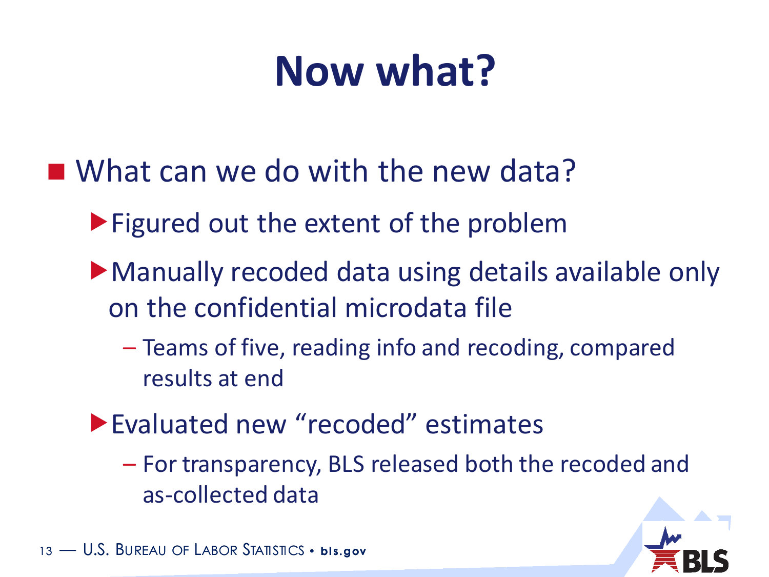# Now what?

- What can we do with the new data?
  - Figured out the extent of the problem
  - Manually recoded data using details available only on the confidential microdata file
    - Teams of five, reading info and recoding, compared results at end
  - Evaluated new "recoded" estimates
    - For transparency, BLS released both the recoded and as-collected data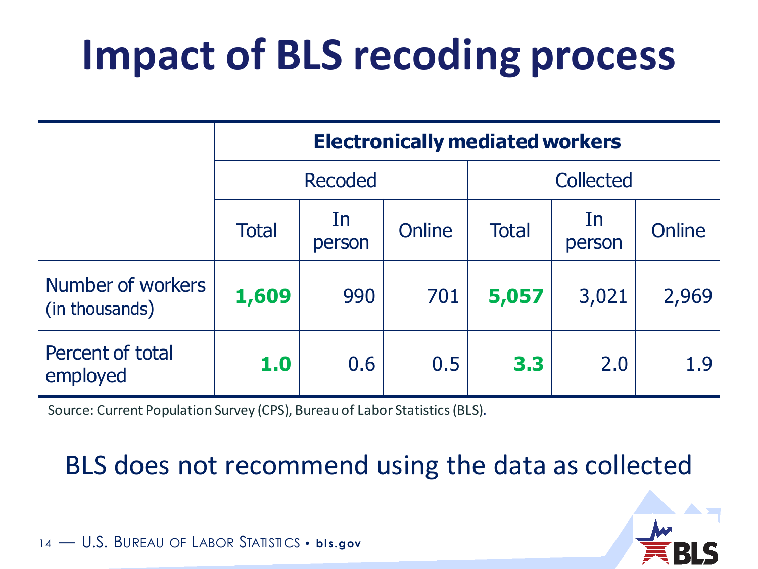# Impact of BLS recoding process

| | Electronically mediated workers | | | | | |
|---|---|---|---|---|---|---|
| | Recoded | | | Collected | | |
| | Total | In person | Online | Total | In person | Online |
| Number of workers (in thousands) | **1,609** | 990 | 701 | **5,057** | 3,021 | 2,969 |
| Percent of total employed | **1.0** | 0.6 | 0.5 | **3.3** | 2.0 | 1.9 |

Source: Current Population Survey (CPS), Bureau of Labor Statistics (BLS).

BLS does not recommend using the data as collected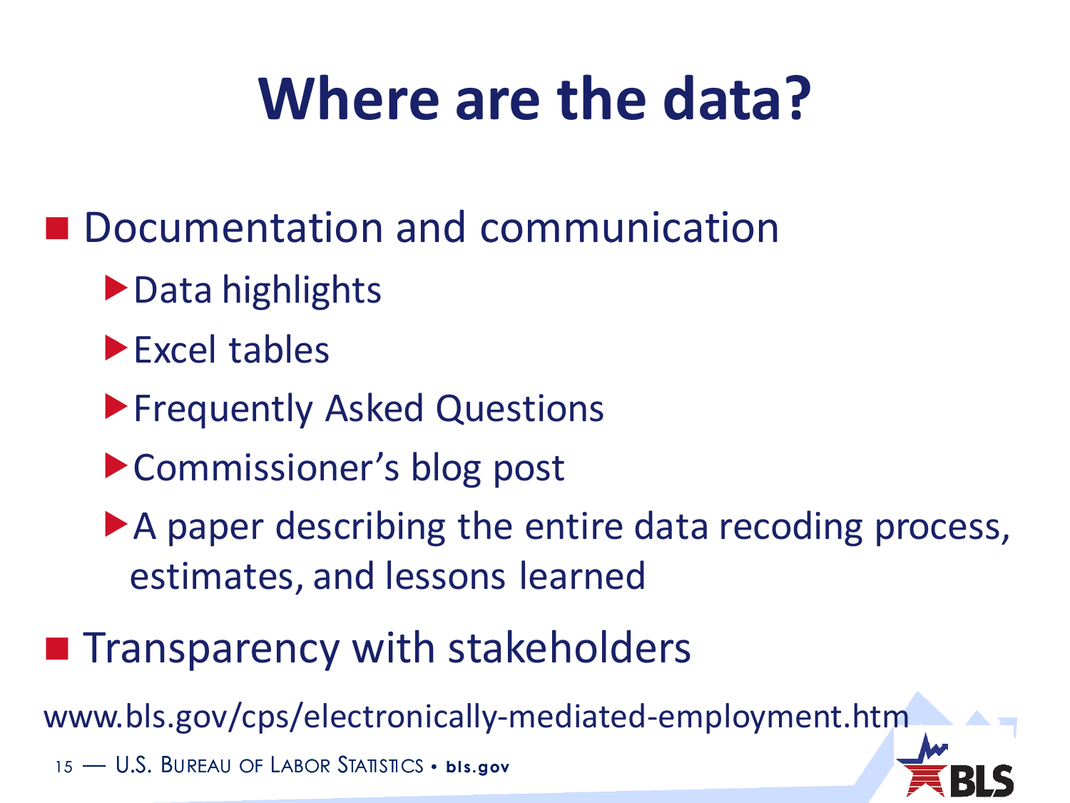# Where are the data?

- Documentation and communication
  - Data highlights
  - Excel tables
  - Frequently Asked Questions
  - Commissioner's blog post
  - A paper describing the entire data recoding process, estimates, and lessons learned
- Transparency with stakeholders

www.bls.gov/cps/electronically-mediated-employment.htm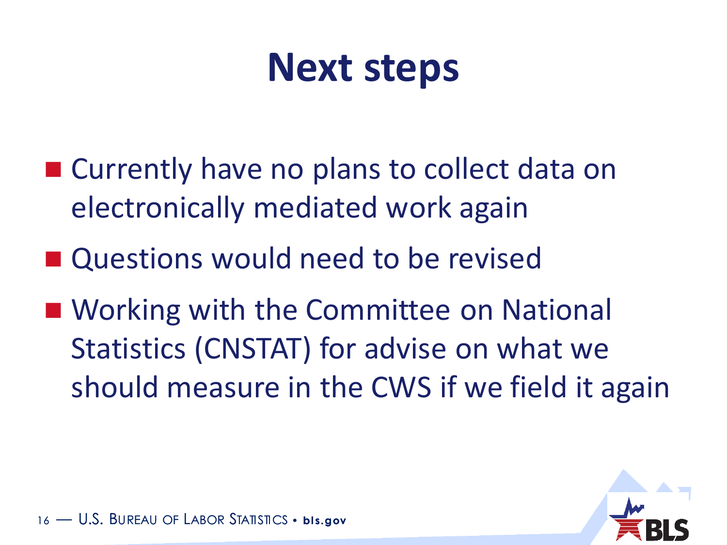# Next steps

- Currently have no plans to collect data on electronically mediated work again
- Questions would need to be revised
- Working with the Committee on National Statistics (CNSTAT) for advise on what we should measure in the CWS if we field it again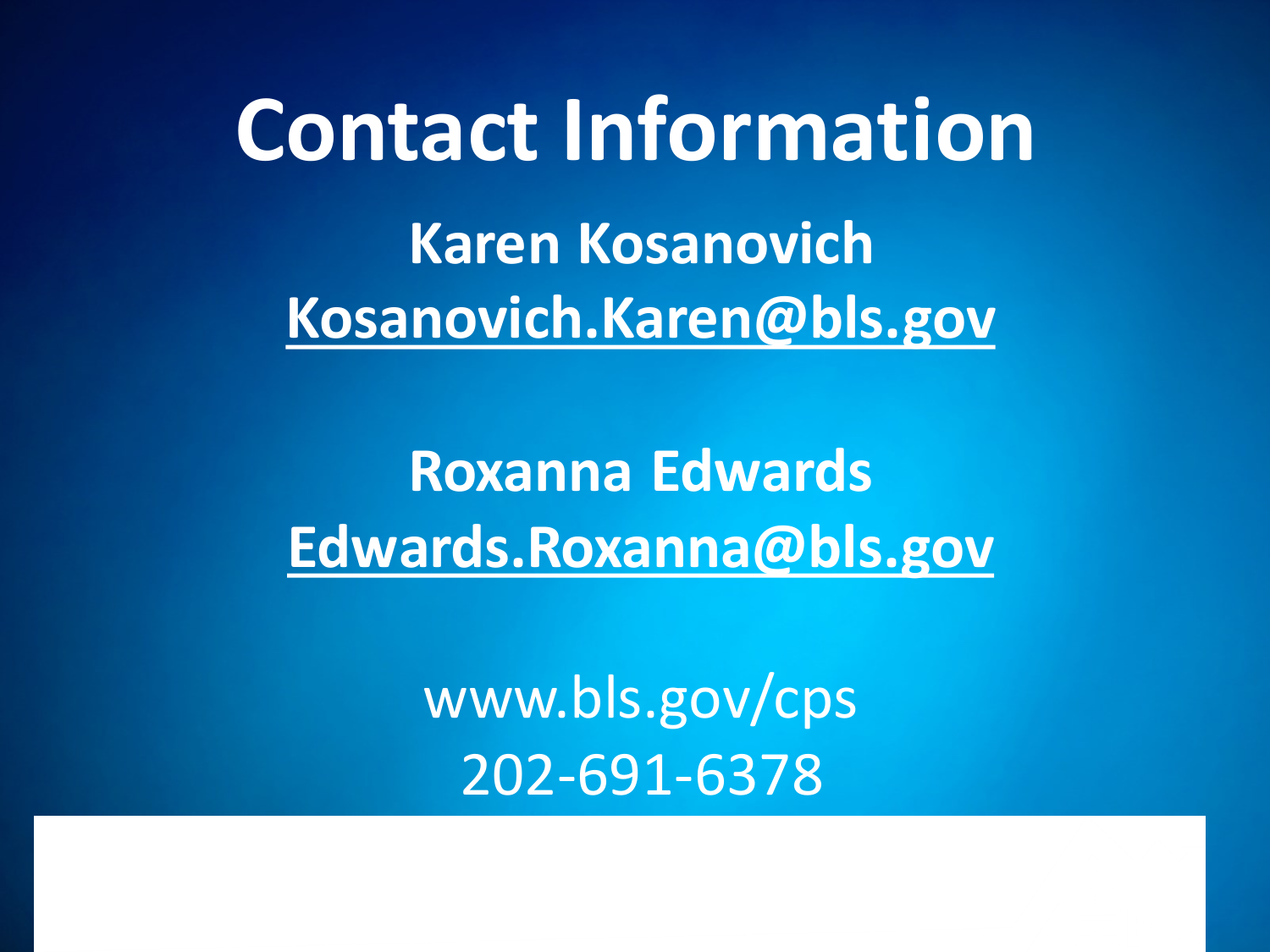# Contact Information

**Karen Kosanovich**

**Kosanovich.Karen@bls.gov**

**Roxanna Edwards**

**Edwards.Roxanna@bls.gov**

www.bls.gov/cps

202-691-6378